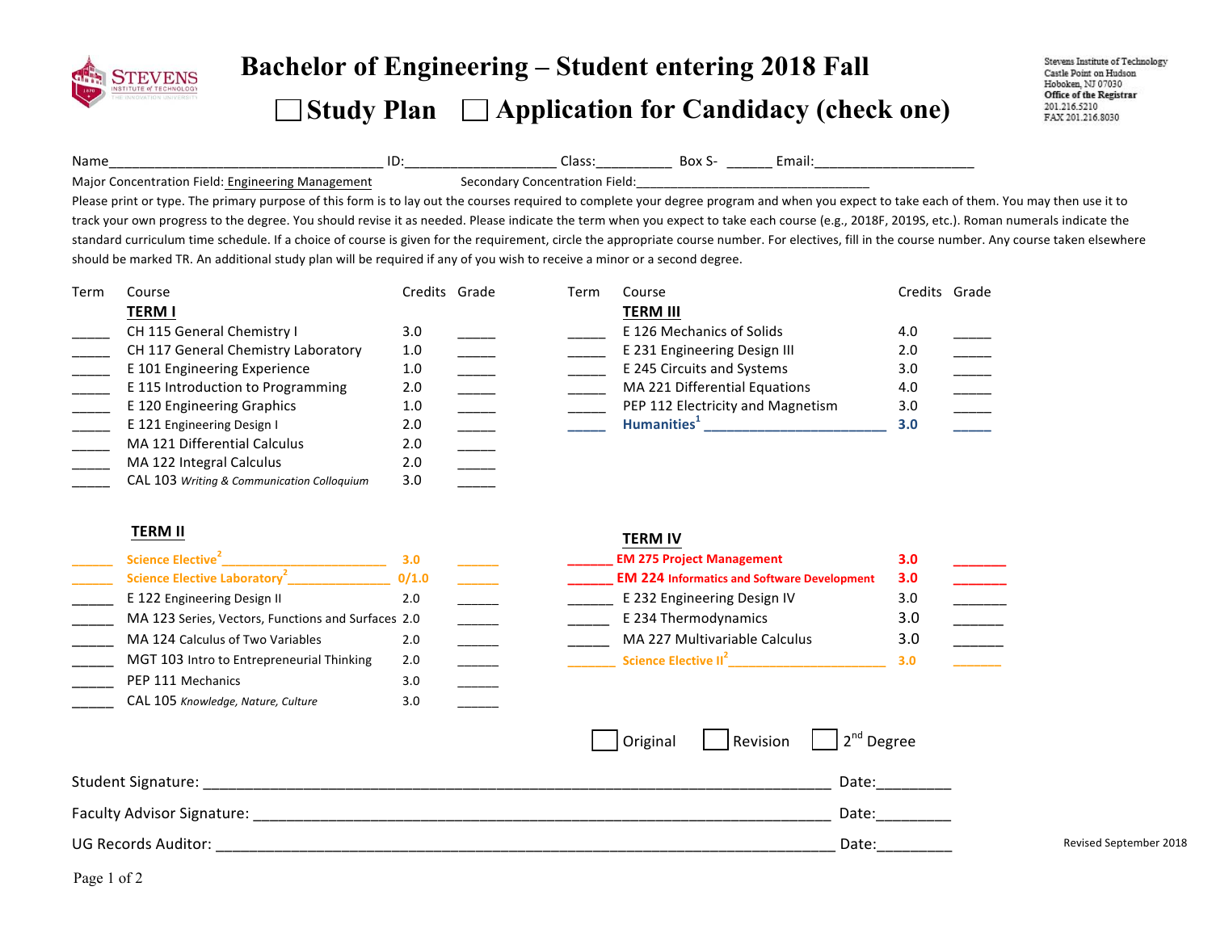Stevens Institute of Technology
Castle Point on Hudson
Hoboken, NJ 07030
**Office of the Registrar**
201.216.5210
FAX 201.216.8030

# Bachelor of Engineering – Student entering 2018 Fall

## ☐ Study Plan ☐ Application for Candidacy (check one)

Name__________________________________ ID:___________________ Class:__________ Box S- ______ Email:_____________________

Major Concentration Field: Engineering Management Secondary Concentration Field:_________________________________

Please print or type. The primary purpose of this form is to lay out the courses required to complete your degree program and when you expect to take each of them. You may then use it to track your own progress to the degree. You should revise it as needed. Please indicate the term when you expect to take each course (e.g., 2018F, 2019S, etc.). Roman numerals indicate the standard curriculum time schedule. If a choice of course is given for the requirement, circle the appropriate course number. For electives, fill in the course number. Any course taken elsewhere should be marked TR. An additional study plan will be required if any of you wish to receive a minor or a second degree.

| Term | Course | Credits | Grade |
|---|---|---|---|
| | **TERM I** | | |
| _____ | CH 115 General Chemistry I | 3.0 | _____ |
| _____ | CH 117 General Chemistry Laboratory | 1.0 | _____ |
| _____ | E 101 Engineering Experience | 1.0 | _____ |
| _____ | E 115 Introduction to Programming | 2.0 | _____ |
| _____ | E 120 Engineering Graphics | 1.0 | _____ |
| _____ | E 121 Engineering Design I | 2.0 | _____ |
| _____ | MA 121 Differential Calculus | 2.0 | _____ |
| _____ | MA 122 Integral Calculus | 2.0 | _____ |
| _____ | CAL 103 *Writing & Communication Colloquium* | 3.0 | _____ |
| | **TERM II** | | |
| _____ | Science Elective[2]_______________________ | 3.0 | _____ |
| _____ | Science Elective Laboratory[2]______________ | 0/1.0 | _____ |
| _____ | E 122 Engineering Design II | 2.0 | _____ |
| _____ | MA 123 Series, Vectors, Functions and Surfaces | 2.0 | _____ |
| _____ | MA 124 Calculus of Two Variables | 2.0 | _____ |
| _____ | MGT 103 Intro to Entrepreneurial Thinking | 2.0 | _____ |
| _____ | PEP 111 Mechanics | 3.0 | _____ |
| _____ | CAL 105 *Knowledge, Nature, Culture* | 3.0 | _____ |
| | **TERM III** | | |
| _____ | E 126 Mechanics of Solids | 4.0 | _____ |
| _____ | E 231 Engineering Design III | 2.0 | _____ |
| _____ | E 245 Circuits and Systems | 3.0 | _____ |
| _____ | MA 221 Differential Equations | 4.0 | _____ |
| _____ | PEP 112 Electricity and Magnetism | 3.0 | _____ |
| _____ | **Humanities[1]** _______________________ | **3.0** | _____ |
| | **TERM IV** | | |
| _____ | **EM 275 Project Management** | **3.0** | _____ |
| _____ | **EM 224 Informatics and Software Development** | **3.0** | _____ |
| _____ | E 232 Engineering Design IV | 3.0 | _____ |
| _____ | E 234 Thermodynamics | 3.0 | _____ |
| _____ | MA 227 Multivariable Calculus | 3.0 | _____ |
| _____ | Science Elective II[2]______________________ | 3.0 | _____ |

☐ Original ☐ Revision ☐ 2nd Degree

Student Signature: _____________________________________________________________ Date:_________

Faculty Advisor Signature: ______________________________________________________ Date:_________

UG Records Auditor: ___________________________________________________________ Date:_________

Revised September 2018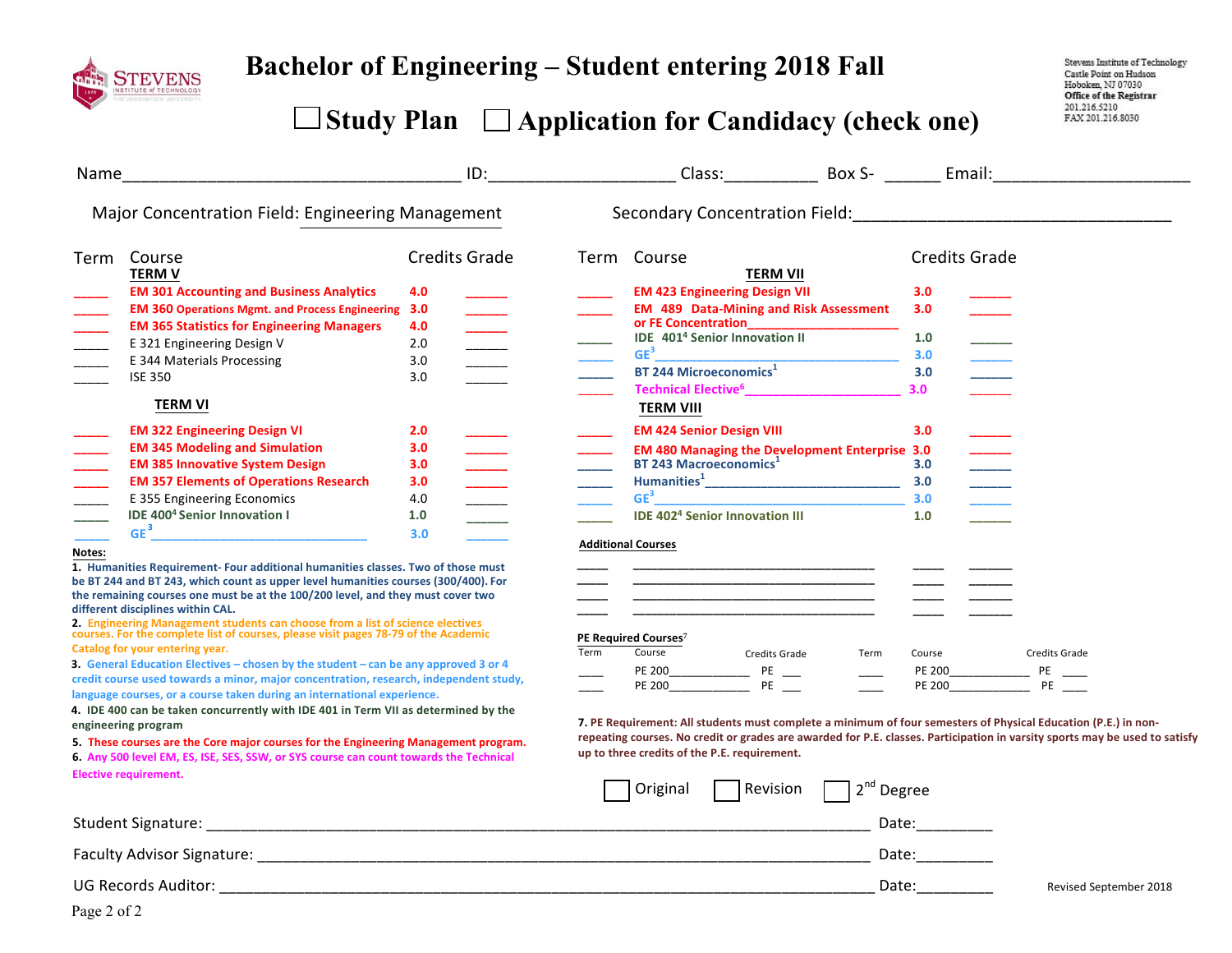# Bachelor of Engineering – Student entering 2018 Fall

☐ Study Plan ☐ Application for Candidacy (check one)

Stevens Institute of Technology
Castle Point on Hudson
Hoboken, NJ 07030
Office of the Registrar
201.216.5210
FAX 201.216.8030

Name____________________________________ ID:____________________ Class:__________ Box S- ______ Email:_____________________

Major Concentration Field: Engineering Management

Secondary Concentration Field:___________________________________

| Term | Course | Credits | Grade |
|---|---|---|---|
| | **TERM V** | | |
| _____ | **EM 301 Accounting and Business Analytics** | **4.0** | ______ |
| _____ | **EM 360 Operations Mgmt. and Process Engineering** | **3.0** | ______ |
| _____ | **EM 365 Statistics for Engineering Managers** | **4.0** | ______ |
| _____ | E 321 Engineering Design V | 2.0 | ______ |
| _____ | E 344 Materials Processing | 3.0 | ______ |
| _____ | ISE 350 | 3.0 | ______ |
| | **TERM VI** | | |
| _____ | **EM 322 Engineering Design VI** | **2.0** | ______ |
| _____ | **EM 345 Modeling and Simulation** | **3.0** | ______ |
| _____ | **EM 385 Innovative System Design** | **3.0** | ______ |
| _____ | **EM 357 Elements of Operations Research** | **3.0** | ______ |
| _____ | E 355 Engineering Economics | 4.0 | ______ |
| _____ | **IDE 400[4] Senior Innovation I** | **1.0** | ______ |
| _____ | GE[3]_______________________________ | 3.0 | ______ |

| Term | Course | Credits | Grade |
|---|---|---|---|
| | **TERM VII** | | |
| _____ | **EM 423 Engineering Design VII** | **3.0** | ______ |
| _____ | **EM 489 Data-Mining and Risk Assessment or FE Concentration**______________________ | **3.0** | ______ |
| _____ | **IDE 401[4] Senior Innovation II** | **1.0** | ______ |
| _____ | GE[3]___________________________________ | 3.0 | ______ |
| _____ | **BT 244 Microeconomics[1]** | **3.0** | ______ |
| _____ | Technical Elective[6]______________________ | 3.0 | ______ |
| | **TERM VIII** | | |
| _____ | **EM 424 Senior Design VIII** | **3.0** | ______ |
| _____ | **EM 480 Managing the Development Enterprise** | **3.0** | ______ |
| _____ | **BT 243 Macroeconomics[1]** | **3.0** | ______ |
| _____ | **Humanities[1]**______________________________ | **3.0** | ______ |
| _____ | GE[3]___________________________________ | 3.0 | ______ |
| _____ | **IDE 402[4] Senior Innovation III** | **1.0** | ______ |

**Additional Courses**

| | | | |
|---|---|---|---|
| _____ | ___________________________________ | _____ | ______ |
| _____ | ___________________________________ | _____ | ______ |
| _____ | ___________________________________ | _____ | ______ |
| _____ | ___________________________________ | _____ | ______ |

**PE Required Courses[7]**

| Term | Course | Credits Grade | Term | Course | Credits Grade |
|---|---|---|---|---|---|
| ____ | PE 200_____________ | PE ___ | ____ | PE 200_____________ | PE ___ |
| ____ | PE 200_____________ | PE ___ | ____ | PE 200_____________ | PE ___ |

**Notes:**

1. **Humanities Requirement- Four additional humanities classes. Two of those must be BT 244 and BT 243, which count as upper level humanities courses (300/400). For the remaining courses one must be at the 100/200 level, and they must cover two different disciplines within CAL.**
2. **Engineering Management students can choose from a list of science electives courses. For the complete list of courses, please visit pages 78-79 of the Academic Catalog for your entering year.**
3. **General Education Electives – chosen by the student – can be any approved 3 or 4 credit course used towards a minor, major concentration, research, independent study, language courses, or a course taken during an international experience.**
4. **IDE 400 can be taken concurrently with IDE 401 in Term VII as determined by the engineering program**
5. **These courses are the Core major courses for the Engineering Management program.**
6. **Any 500 level EM, ES, ISE, SES, SSW, or SYS course can count towards the Technical Elective requirement.**
7. **PE Requirement: All students must complete a minimum of four semesters of Physical Education (P.E.) in non-repeating courses. No credit or grades are awarded for P.E. classes. Participation in varsity sports may be used to satisfy up to three credits of the P.E. requirement.**

☐ Original ☐ Revision ☐ 2nd Degree

Student Signature: ________________________________________________________________ Date:_________

Faculty Advisor Signature: __________________________________________________________ Date:_________

UG Records Auditor: ______________________________________________________________ Date:_________

Revised September 2018